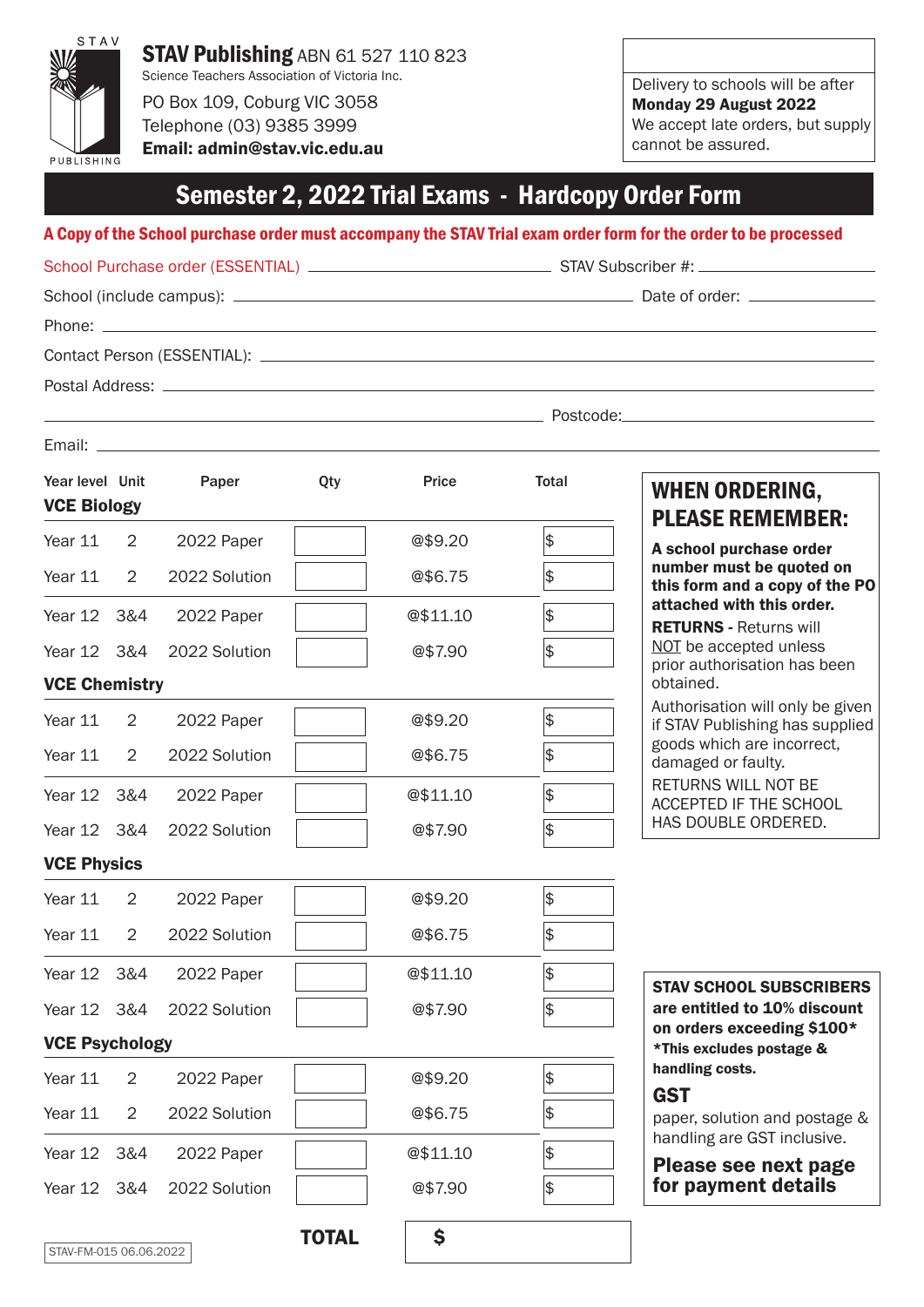STAV PUBLISHING

**STAV Publishing** ABN 61 527 110 823
Science Teachers Association of Victoria Inc.
PO Box 109, Coburg VIC 3058
Telephone (03) 9385 3999
**Email: admin@stav.vic.edu.au**

Delivery to schools will be after **Monday 29 August 2022**
We accept late orders, but supply cannot be assured.

# Semester 2, 2022 Trial Exams - Hardcopy Order Form

**A Copy of the School purchase order must accompany the STAV Trial exam order form for the order to be processed**

School Purchase order (ESSENTIAL) ______________________ STAV Subscriber #: ______________

School (include campus): ______________________ Date of order: ______________

Phone: ______________________

Contact Person (ESSENTIAL): ______________________

Postal Address: ______________________

______________________ Postcode: ______________

Email: ______________________

| Year level | Unit | Paper | Qty | Price | Total |
|---|---|---|---|---|---|
| **VCE Biology** | | | | | |
| Year 11 | 2 | 2022 Paper | | @$9.20 | $ |
| Year 11 | 2 | 2022 Solution | | @$6.75 | $ |
| Year 12 | 3&4 | 2022 Paper | | @$11.10 | $ |
| Year 12 | 3&4 | 2022 Solution | | @$7.90 | $ |
| **VCE Chemistry** | | | | | |
| Year 11 | 2 | 2022 Paper | | @$9.20 | $ |
| Year 11 | 2 | 2022 Solution | | @$6.75 | $ |
| Year 12 | 3&4 | 2022 Paper | | @$11.10 | $ |
| Year 12 | 3&4 | 2022 Solution | | @$7.90 | $ |
| **VCE Physics** | | | | | |
| Year 11 | 2 | 2022 Paper | | @$9.20 | $ |
| Year 11 | 2 | 2022 Solution | | @$6.75 | $ |
| Year 12 | 3&4 | 2022 Paper | | @$11.10 | $ |
| Year 12 | 3&4 | 2022 Solution | | @$7.90 | $ |
| **VCE Psychology** | | | | | |
| Year 11 | 2 | 2022 Paper | | @$9.20 | $ |
| Year 11 | 2 | 2022 Solution | | @$6.75 | $ |
| Year 12 | 3&4 | 2022 Paper | | @$11.10 | $ |
| Year 12 | 3&4 | 2022 Solution | | @$7.90 | $ |
| | | | **TOTAL** | **$** | |

## WHEN ORDERING, PLEASE REMEMBER:

**A school purchase order number must be quoted on this form and a copy of the PO attached with this order.**

**RETURNS** - Returns will NOT be accepted unless prior authorisation has been obtained.

Authorisation will only be given if STAV Publishing has supplied goods which are incorrect, damaged or faulty.

RETURNS WILL NOT BE ACCEPTED IF THE SCHOOL HAS DOUBLE ORDERED.

**STAV SCHOOL SUBSCRIBERS are entitled to 10% discount on orders exceeding $100***
***This excludes postage & handling costs.**

## GST

paper, solution and postage & handling are GST inclusive.

**Please see next page for payment details**

STAV-FM-015 06.06.2022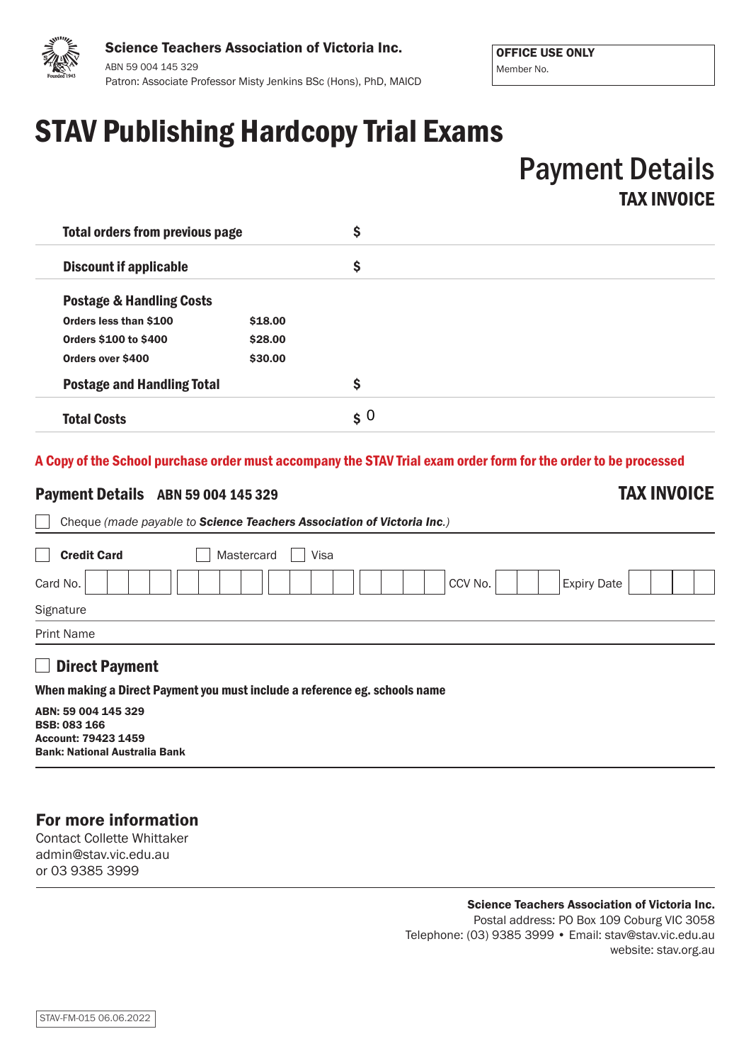**Science Teachers Association of Victoria Inc.**
ABN 59 004 145 329
Patron: Associate Professor Misty Jenkins BSc (Hons), PhD, MAICD

**OFFICE USE ONLY**
Member No.

# STAV Publishing Hardcopy Trial Exams

## Payment Details
### TAX INVOICE

| | | |
|---|---|---|
| **Total orders from previous page** | | $ |
| **Discount if applicable** | | $ |
| **Postage & Handling Costs** | | |
| **Orders less than $100** | **$18.00** | |
| **Orders $100 to $400** | **$28.00** | |
| **Orders over $400** | **$30.00** | |
| **Postage and Handling Total** | | $ |
| **Total Costs** | | $ 0 |

**A Copy of the School purchase order must accompany the STAV Trial exam order form for the order to be processed**

**Payment Details** **ABN 59 004 145 329** **TAX INVOICE**

☐ Cheque *(made payable to **Science Teachers Association of Victoria Inc.**)*

☐ **Credit Card** ☐ Mastercard ☐ Visa

Card No. ____ ____ ____ ____ CCV No. ___ Expiry Date ____

Signature

Print Name

☐ **Direct Payment**

**When making a Direct Payment you must include a reference eg. schools name**

**ABN: 59 004 145 329**
**BSB: 083 166**
**Account: 79423 1459**
**Bank: National Australia Bank**

## For more information

Contact Collette Whittaker
admin@stav.vic.edu.au
or 03 9385 3999

**Science Teachers Association of Victoria Inc.**
Postal address: PO Box 109 Coburg VIC 3058
Telephone: (03) 9385 3999 • Email: stav@stav.vic.edu.au
website: stav.org.au

STAV-FM-015 06.06.2022